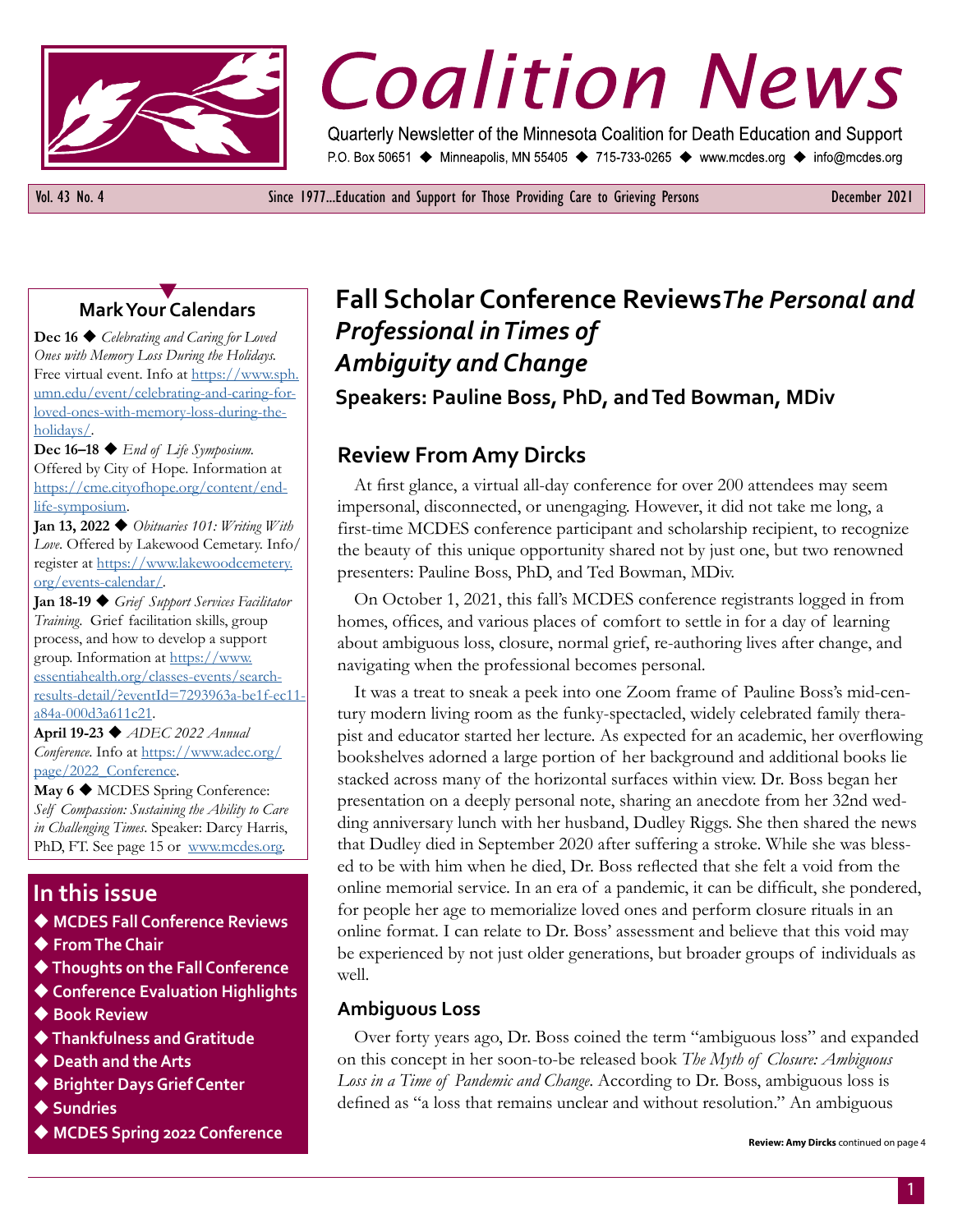# Coalition News

Quarterly Newsletter of the Minnesota Coalition for Death Education and Support

P.O. Box 50651 ◆ Minneapolis, MN 55405 ◆ 715-733-0265 ◆ www.mcdes.org ◆ info@mcdes.org

Vol. 43 No. 4 | Since 1977...Education and Support for Those Providing Care to Grieving Persons | December 2021

## Mark Your Calendars

**Dec 16** ◆ *Celebrating and Caring for Loved Ones with Memory Loss During the Holidays.* Free virtual event. Info at https://www.sph.umn.edu/event/celebrating-and-caring-for-loved-ones-with-memory-loss-during-the-holidays/.

**Dec 16–18** ◆ *End of Life Symposium.* Offered by City of Hope. Information at https://cme.cityofhope.org/content/end-life-symposium.

**Jan 13, 2022** ◆ *Obituaries 101: Writing With Love.* Offered by Lakewood Cemetary. Info/register at https://www.lakewoodcemetery.org/events-calendar/.

**Jan 18-19** ◆ *Grief Support Services Facilitator Training.* Grief facilitation skills, group process, and how to develop a support group. Information at https://www.essentiahealth.org/classes-events/search-results-detail/?eventId=7293963a-be1f-ec11-a84a-000d3a611c21.

**April 19-23** ◆ *ADEC 2022 Annual Conference.* Info at https://www.adec.org/page/2022_Conference.

**May 6** ◆ MCDES Spring Conference: *Self Compassion: Sustaining the Ability to Care in Challenging Times*. Speaker: Darcy Harris, PhD, FT. See page 15 or www.mcdes.org.

## In this issue

- ◆ MCDES Fall Conference Reviews
- ◆ From The Chair
- ◆ Thoughts on the Fall Conference
- ◆ Conference Evaluation Highlights
- ◆ Book Review
- ◆ Thankfulness and Gratitude
- ◆ Death and the Arts
- ◆ Brighter Days Grief Center
- ◆ Sundries
- ◆ MCDES Spring 2022 Conference

# Fall Scholar Conference Reviews *The Personal and Professional in Times of Ambiguity and Change*

### Speakers: Pauline Boss, PhD, and Ted Bowman, MDiv

## Review From Amy Dircks

At first glance, a virtual all-day conference for over 200 attendees may seem impersonal, disconnected, or unengaging. However, it did not take me long, a first-time MCDES conference participant and scholarship recipient, to recognize the beauty of this unique opportunity shared not by just one, but two renowned presenters: Pauline Boss, PhD, and Ted Bowman, MDiv.

On October 1, 2021, this fall's MCDES conference registrants logged in from homes, offices, and various places of comfort to settle in for a day of learning about ambiguous loss, closure, normal grief, re-authoring lives after change, and navigating when the professional becomes personal.

It was a treat to sneak a peek into one Zoom frame of Pauline Boss's mid-century modern living room as the funky-spectacled, widely celebrated family therapist and educator started her lecture. As expected for an academic, her overflowing bookshelves adorned a large portion of her background and additional books lie stacked across many of the horizontal surfaces within view. Dr. Boss began her presentation on a deeply personal note, sharing an anecdote from her 32nd wedding anniversary lunch with her husband, Dudley Riggs. She then shared the news that Dudley died in September 2020 after suffering a stroke. While she was blessed to be with him when he died, Dr. Boss reflected that she felt a void from the online memorial service. In an era of a pandemic, it can be difficult, she pondered, for people her age to memorialize loved ones and perform closure rituals in an online format. I can relate to Dr. Boss' assessment and believe that this void may be experienced by not just older generations, but broader groups of individuals as well.

### Ambiguous Loss

Over forty years ago, Dr. Boss coined the term "ambiguous loss" and expanded on this concept in her soon-to-be released book *The Myth of Closure: Ambiguous Loss in a Time of Pandemic and Change*. According to Dr. Boss, ambiguous loss is defined as "a loss that remains unclear and without resolution." An ambiguous

**Review: Amy Dircks** continued on page 4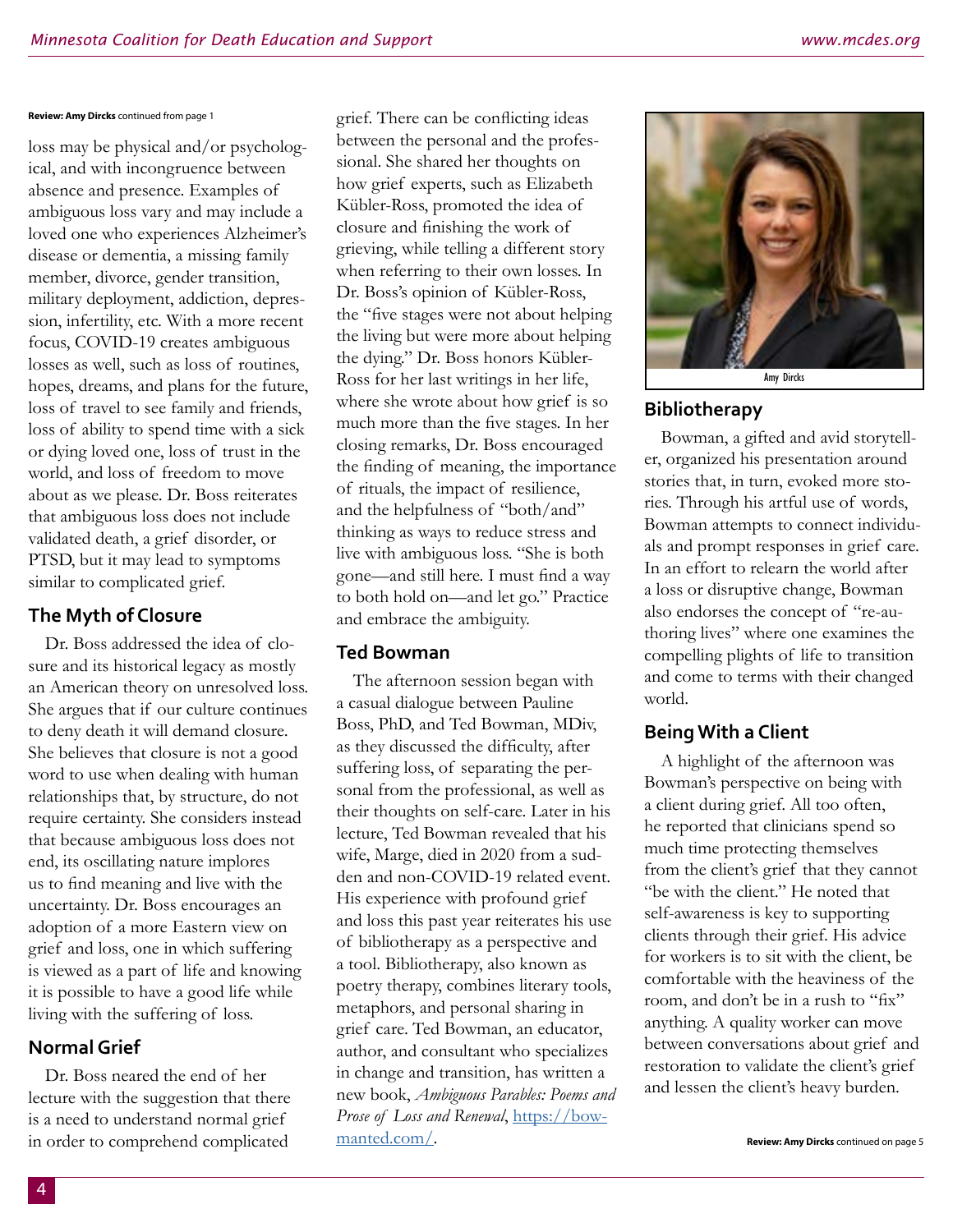**Review: Amy Dircks** continued from page 1

loss may be physical and/or psychological, and with incongruence between absence and presence. Examples of ambiguous loss vary and may include a loved one who experiences Alzheimer's disease or dementia, a missing family member, divorce, gender transition, military deployment, addiction, depression, infertility, etc. With a more recent focus, COVID-19 creates ambiguous losses as well, such as loss of routines, hopes, dreams, and plans for the future, loss of travel to see family and friends, loss of ability to spend time with a sick or dying loved one, loss of trust in the world, and loss of freedom to move about as we please. Dr. Boss reiterates that ambiguous loss does not include validated death, a grief disorder, or PTSD, but it may lead to symptoms similar to complicated grief.

## The Myth of Closure

Dr. Boss addressed the idea of closure and its historical legacy as mostly an American theory on unresolved loss. She argues that if our culture continues to deny death it will demand closure. She believes that closure is not a good word to use when dealing with human relationships that, by structure, do not require certainty. She considers instead that because ambiguous loss does not end, its oscillating nature implores us to find meaning and live with the uncertainty. Dr. Boss encourages an adoption of a more Eastern view on grief and loss, one in which suffering is viewed as a part of life and knowing it is possible to have a good life while living with the suffering of loss.

## Normal Grief

Dr. Boss neared the end of her lecture with the suggestion that there is a need to understand normal grief in order to comprehend complicated grief. There can be conflicting ideas between the personal and the professional. She shared her thoughts on how grief experts, such as Elizabeth Kübler-Ross, promoted the idea of closure and finishing the work of grieving, while telling a different story when referring to their own losses. In Dr. Boss's opinion of Kübler-Ross, the "five stages were not about helping the living but were more about helping the dying." Dr. Boss honors Kübler-Ross for her last writings in her life, where she wrote about how grief is so much more than the five stages. In her closing remarks, Dr. Boss encouraged the finding of meaning, the importance of rituals, the impact of resilience, and the helpfulness of "both/and" thinking as ways to reduce stress and live with ambiguous loss. "She is both gone—and still here. I must find a way to both hold on—and let go." Practice and embrace the ambiguity.

## Ted Bowman

The afternoon session began with a casual dialogue between Pauline Boss, PhD, and Ted Bowman, MDiv, as they discussed the difficulty, after suffering loss, of separating the personal from the professional, as well as their thoughts on self-care. Later in his lecture, Ted Bowman revealed that his wife, Marge, died in 2020 from a sudden and non-COVID-19 related event. His experience with profound grief and loss this past year reiterates his use of bibliotherapy as a perspective and a tool. Bibliotherapy, also known as poetry therapy, combines literary tools, metaphors, and personal sharing in grief care. Ted Bowman, an educator, author, and consultant who specializes in change and transition, has written a new book, *Ambiguous Parables: Poems and Prose of Loss and Renewal*, https://bowmanted.com/.

Amy Dircks

## Bibliotherapy

Bowman, a gifted and avid storyteller, organized his presentation around stories that, in turn, evoked more stories. Through his artful use of words, Bowman attempts to connect individuals and prompt responses in grief care. In an effort to relearn the world after a loss or disruptive change, Bowman also endorses the concept of "re-authoring lives" where one examines the compelling plights of life to transition and come to terms with their changed world.

## Being With a Client

A highlight of the afternoon was Bowman's perspective on being with a client during grief. All too often, he reported that clinicians spend so much time protecting themselves from the client's grief that they cannot "be with the client." He noted that self-awareness is key to supporting clients through their grief. His advice for workers is to sit with the client, be comfortable with the heaviness of the room, and don't be in a rush to "fix" anything. A quality worker can move between conversations about grief and restoration to validate the client's grief and lessen the client's heavy burden.

**Review: Amy Dircks** continued on page 5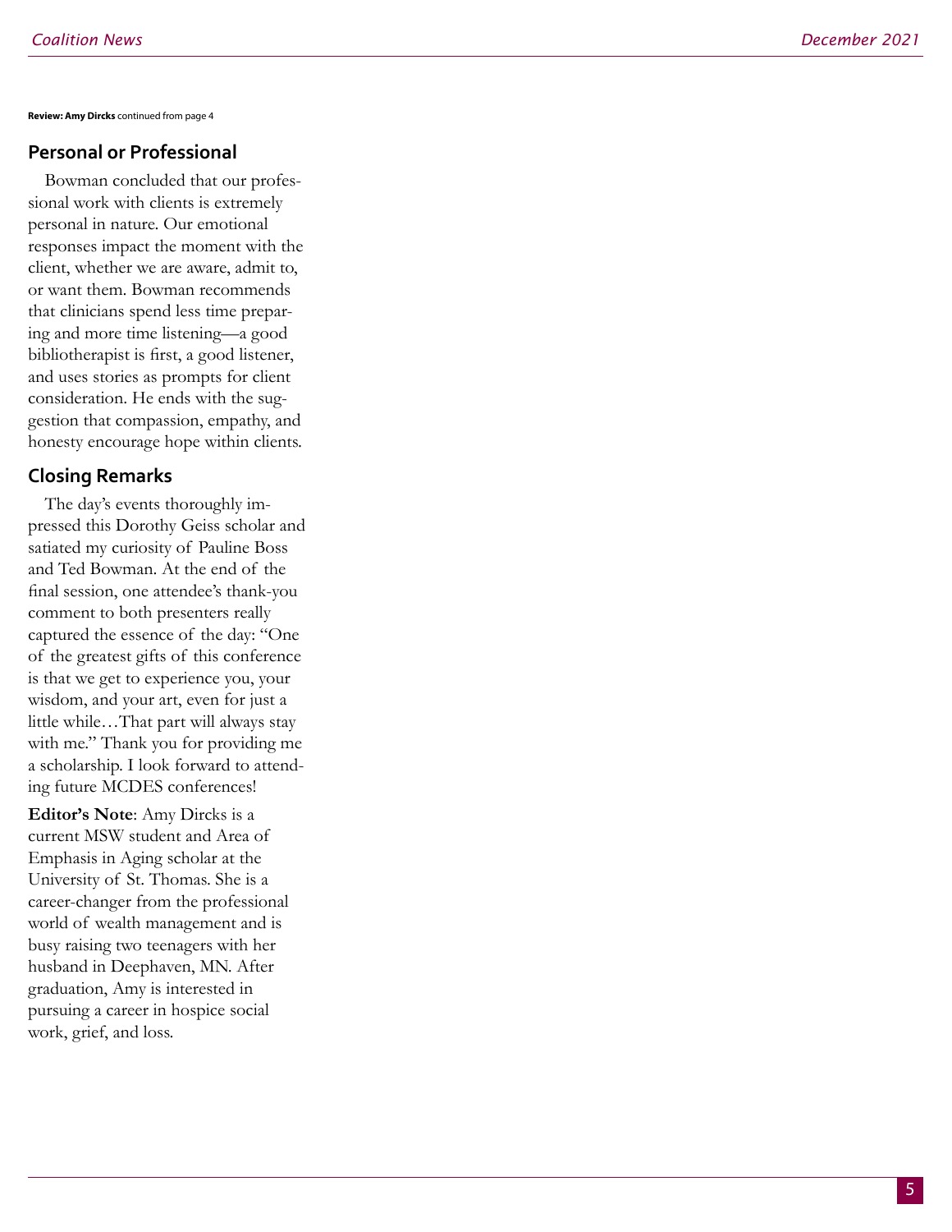**Review: Amy Dircks** continued from page 4

## Personal or Professional

Bowman concluded that our professional work with clients is extremely personal in nature. Our emotional responses impact the moment with the client, whether we are aware, admit to, or want them. Bowman recommends that clinicians spend less time preparing and more time listening—a good bibliotherapist is first, a good listener, and uses stories as prompts for client consideration. He ends with the suggestion that compassion, empathy, and honesty encourage hope within clients.

## Closing Remarks

The day's events thoroughly impressed this Dorothy Geiss scholar and satiated my curiosity of Pauline Boss and Ted Bowman. At the end of the final session, one attendee's thank-you comment to both presenters really captured the essence of the day: "One of the greatest gifts of this conference is that we get to experience you, your wisdom, and your art, even for just a little while…That part will always stay with me." Thank you for providing me a scholarship. I look forward to attending future MCDES conferences!

**Editor's Note**: Amy Dircks is a current MSW student and Area of Emphasis in Aging scholar at the University of St. Thomas. She is a career-changer from the professional world of wealth management and is busy raising two teenagers with her husband in Deephaven, MN. After graduation, Amy is interested in pursuing a career in hospice social work, grief, and loss.